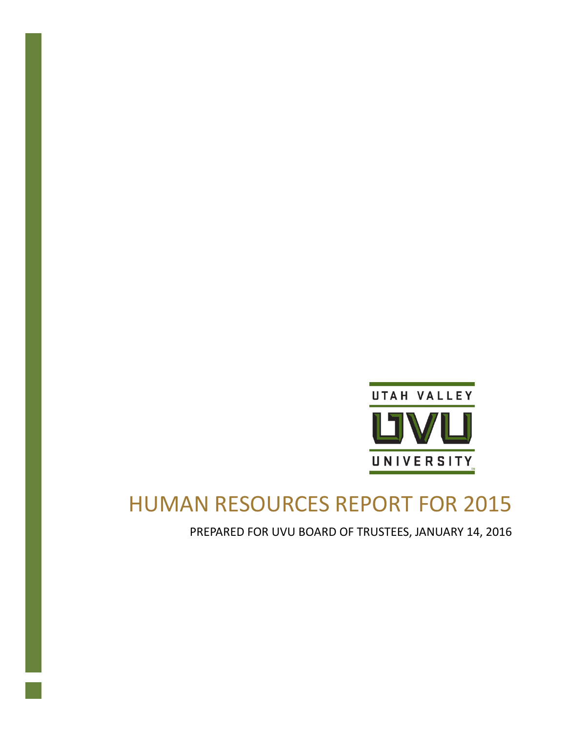# HUMAN RESOURCES REPORT FOR 2015

PREPARED FOR UVU BOARD OF TRUSTEES, JANUARY 14, 2016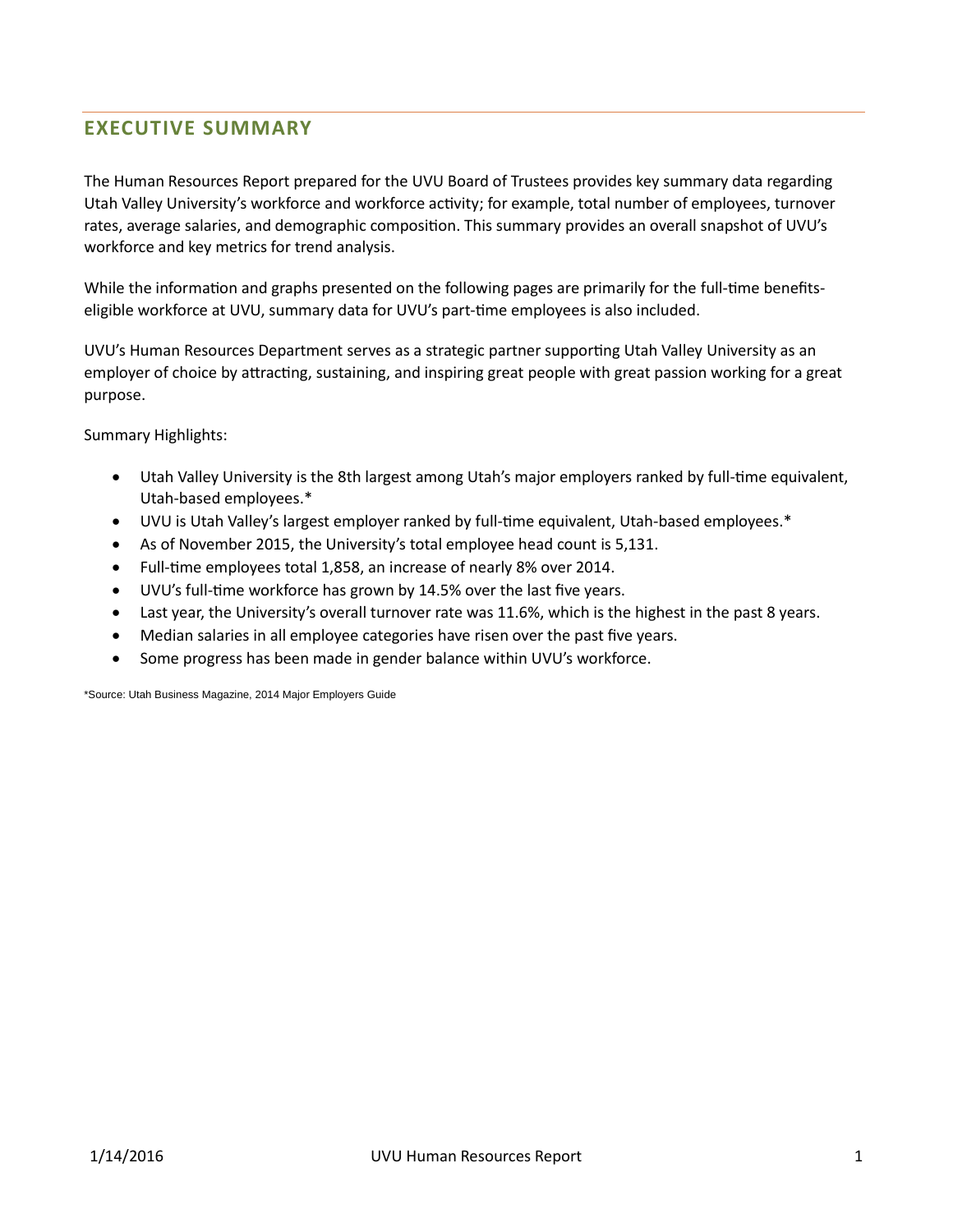## EXECUTIVE SUMMARY

The Human Resources Report prepared for the UVU Board of Trustees provides key summary data regarding Utah Valley University's workforce and workforce activity; for example, total number of employees, turnover rates, average salaries, and demographic composition. This summary provides an overall snapshot of UVU's workforce and key metrics for trend analysis.

While the information and graphs presented on the following pages are primarily for the full-time benefits-eligible workforce at UVU, summary data for UVU's part-time employees is also included.

UVU's Human Resources Department serves as a strategic partner supporting Utah Valley University as an employer of choice by attracting, sustaining, and inspiring great people with great passion working for a great purpose.

Summary Highlights:

- Utah Valley University is the 8th largest among Utah's major employers ranked by full-time equivalent, Utah-based employees.*
- UVU is Utah Valley's largest employer ranked by full-time equivalent, Utah-based employees.*
- As of November 2015, the University's total employee head count is 5,131.
- Full-time employees total 1,858, an increase of nearly 8% over 2014.
- UVU's full-time workforce has grown by 14.5% over the last five years.
- Last year, the University's overall turnover rate was 11.6%, which is the highest in the past 8 years.
- Median salaries in all employee categories have risen over the past five years.
- Some progress has been made in gender balance within UVU's workforce.

*Source: Utah Business Magazine, 2014 Major Employers Guide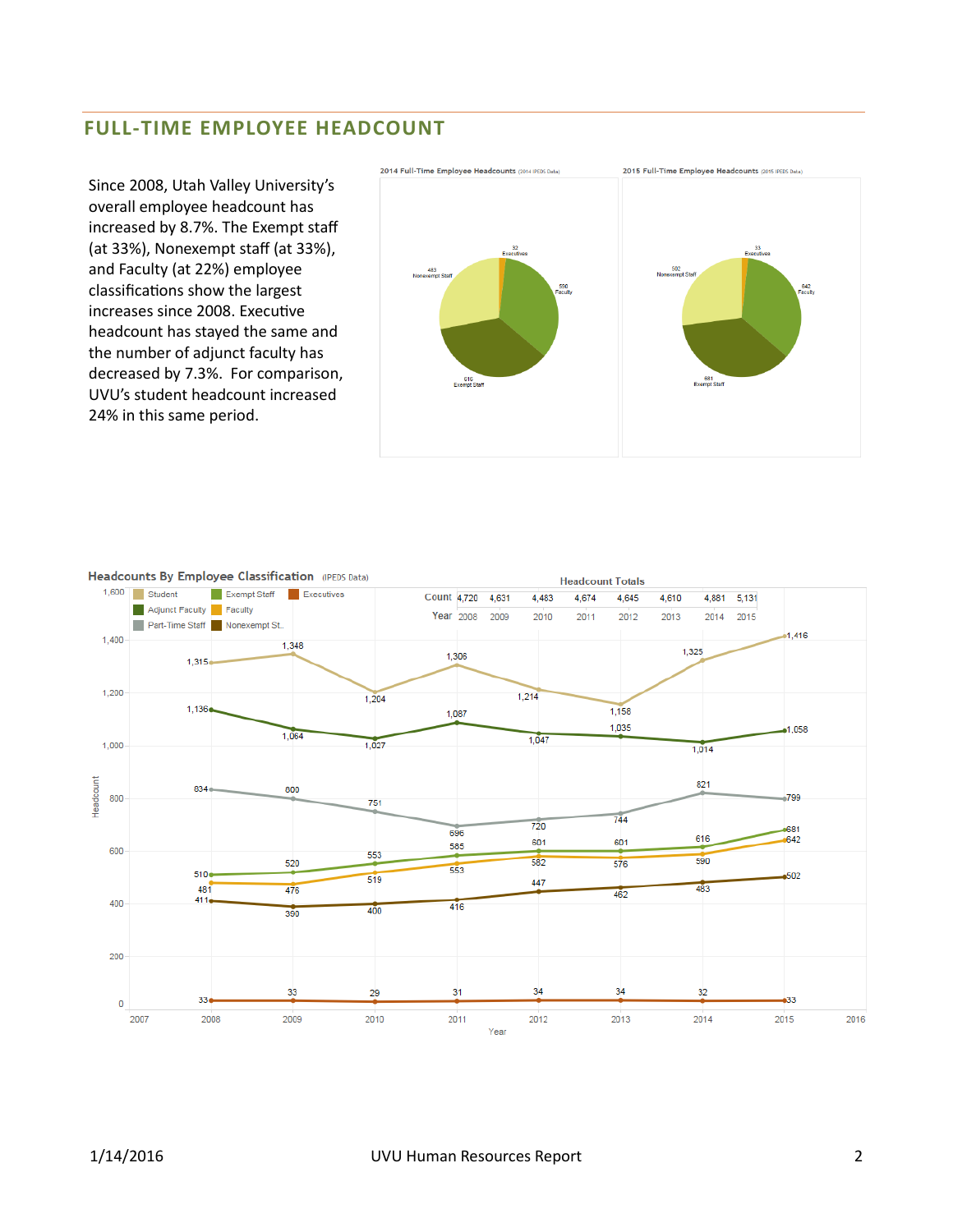## FULL-TIME EMPLOYEE HEADCOUNT

Since 2008, Utah Valley University's overall employee headcount has increased by 8.7%. The Exempt staff (at 33%), Nonexempt staff (at 33%), and Faculty (at 22%) employee classifications show the largest increases since 2008. Executive headcount has stayed the same and the number of adjunct faculty has decreased by 7.3%. For comparison, UVU's student headcount increased 24% in this same period.

**2014 Full-Time Employee Headcounts** (2014 IPEDS Data)

| Classification | Headcount |
|---|---|
| Executives | 32 |
| Faculty | 590 |
| Exempt Staff | 616 |
| Nonexempt Staff | 483 |

**2015 Full-Time Employee Headcounts** (2015 IPEDS Data)

| Classification | Headcount |
|---|---|
| Executives | 33 |
| Faculty | 642 |
| Exempt Staff | 681 |
| Nonexempt Staff | 502 |

**Headcounts By Employee Classification** (IPEDS Data)

Headcount Totals

| Year | 2008 | 2009 | 2010 | 2011 | 2012 | 2013 | 2014 | 2015 |
|---|---|---|---|---|---|---|---|---|
| Count | 4,720 | 4,631 | 4,483 | 4,674 | 4,645 | 4,610 | 4,881 | 5,131 |

| Classification | 2008 | 2009 | 2010 | 2011 | 2012 | 2013 | 2014 | 2015 |
|---|---|---|---|---|---|---|---|---|
| Student | 1,315 | 1,348 | 1,204 | 1,306 | 1,214 | 1,158 | 1,325 | 1,416 |
| Adjunct Faculty | 1,136 | 1,064 | 1,027 | 1,087 | 1,047 | 1,035 | 1,014 | 1,058 |
| Part-Time Staff | 834 | 800 | 751 | 696 | 720 | 744 | 821 | 799 |
| Exempt Staff | 510 | 520 | 553 | 585 | 601 | 601 | 616 | 681 |
| Faculty | 481 | 476 | 519 | 553 | 582 | 576 | 590 | 642 |
| Nonexempt Staff | 411 | 390 | 400 | 416 | 447 | 462 | 483 | 502 |
| Executives | 33 | 33 | 29 | 31 | 34 | 34 | 32 | 33 |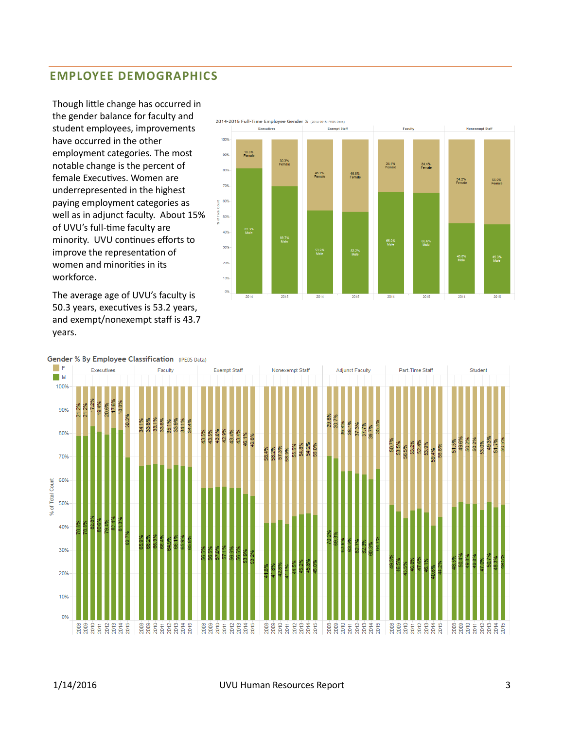## EMPLOYEE DEMOGRAPHICS

Though little change has occurred in the gender balance for faculty and student employees, improvements have occurred in the other employment categories. The most notable change is the percent of female Executives. Women are underrepresented in the highest paying employment categories as well as in adjunct faculty. About 15% of UVU's full-time faculty are minority. UVU continues efforts to improve the representation of women and minorities in its workforce.

The average age of UVU's faculty is 50.3 years, executives is 53.2 years, and exempt/nonexempt staff is 43.7 years.

**2014-2015 Full-Time Employee Gender %** (2014-2015 IPEDS Data)

| Category | Year | Female | Male |
|---|---|---|---|
| Executives | 2014 | 18.8% | 81.3% |
| Executives | 2015 | 30.3% | 69.7% |
| Exempt Staff | 2014 | 46.1% | 53.9% |
| Exempt Staff | 2015 | 46.8% | 53.2% |
| Faculty | 2014 | 34.1% | 65.9% |
| Faculty | 2015 | 34.4% | 65.6% |
| Nonexempt Staff | 2014 | 54.2% | 45.8% |
| Nonexempt Staff | 2015 | 55.0% | 45.0% |

**Gender % By Employee Classification** (IPEDS Data)

| Classification | Gender | 2008 | 2009 | 2010 | 2011 | 2012 | 2013 | 2014 | 2015 |
|---|---|---|---|---|---|---|---|---|---|
| Executives | F | 21.2% | 21.2% | 17.2% | 19.4% | 20.6% | 17.6% | 18.8% | 30.3% |
| Executives | M | 78.8% | 78.8% | 82.8% | 80.6% | 79.4% | 82.4% | 81.3% | 69.7% |
| Faculty | F | 34.1% | 33.8% | 33.1% | 33.6% | 35.1% | 33.9% | 34.1% | 34.4% |
| Faculty | M | 65.9% | 66.2% | 66.9% | 66.4% | 64.9% | 66.1% | 65.9% | 65.6% |
| Exempt Staff | F | 43.5% | 43.5% | 43.0% | 42.9% | 43.4% | 43.4% | 46.1% | 46.8% |
| Exempt Staff | M | 56.5% | 56.5% | 57.0% | 57.1% | 56.6% | 56.6% | 53.9% | 53.2% |
| Nonexempt Staff | F | 58.4% | 58.2% | 57.3% | 58.9% | 55.5% | 54.8% | 54.2% | 55.0% |
| Nonexempt Staff | M | 41.6% | 41.8% | 42.6% | 41.1% | 44.5% | 45.2% | 45.8% | 45.0% |
| Adjunct Faculty | F | 29.8% | 30.7% | 36.4% | 36.1% | 37.3% | 37.7% | 39.7% | 35.3% |
| Adjunct Faculty | M | 70.2% | 69.3% | 63.6% | 63.9% | 62.7% | 62.3% | 60.3% | 64.7% |
| Part-Time Staff | F | 50.7% | 53.5% | 56.5% | 53.2% | 52.4% | 53.9% | 59.4% | 55.8% |
| Part-Time Staff | M | 49.3% | 46.5% | 43.5% | 46.8% | 47.6% | 46.1% | 40.6% | 44.2% |
| Student | F | 51.5% | 49.6% | 50.2% | 50.2% | 53.0% | 49.3% | 51.7% | 50.5% |
| Student | M | 48.5% | 50.4% | 49.8% | 49.8% | 47.0% | 50.7% | 48.3% | 49.5% |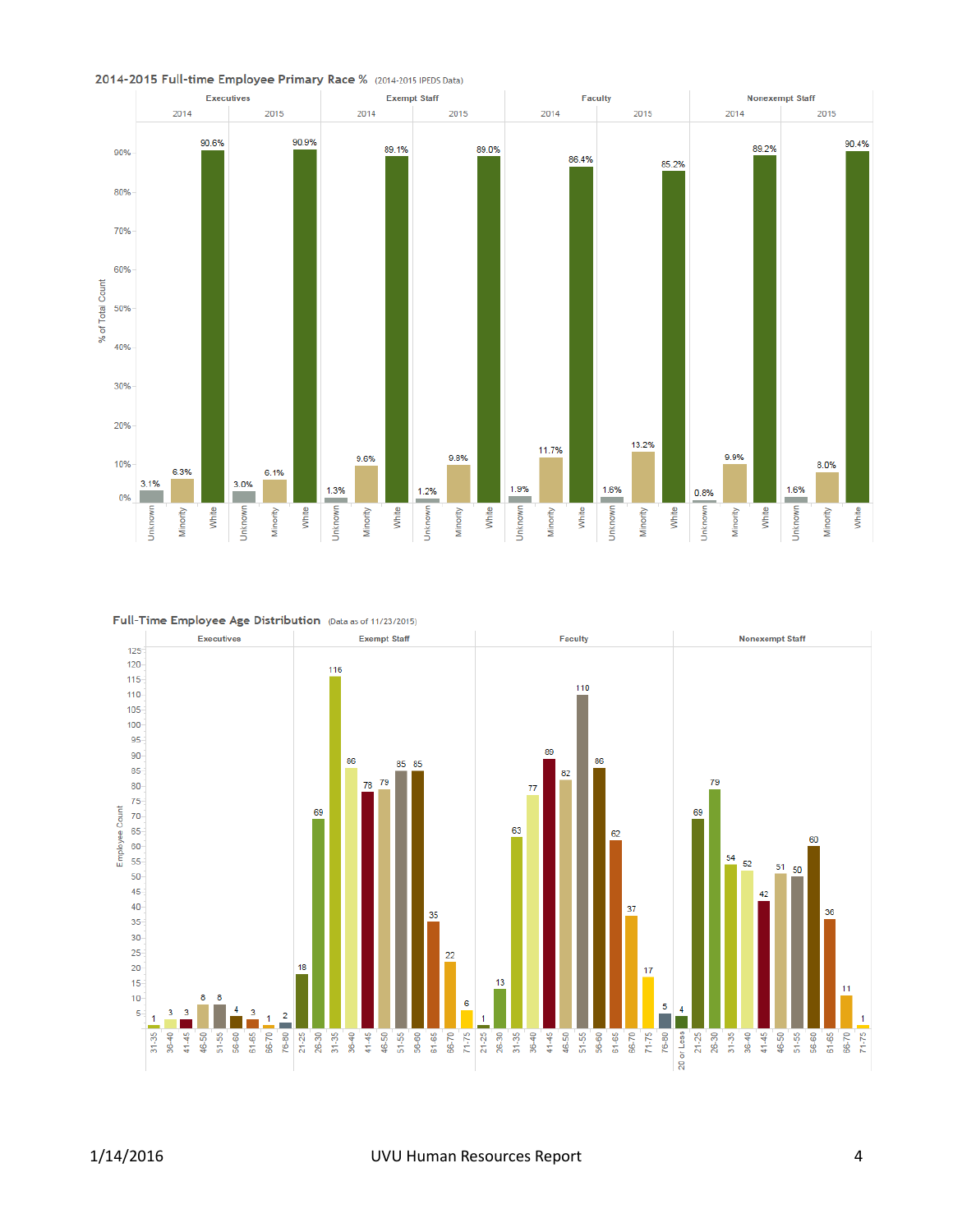## 2014-2015 Full-time Employee Primary Race % (2014-2015 IPEDS Data)

| Group | Year | Unknown | Minority | White |
|---|---|---|---|---|
| Executives | 2014 | 3.1% | 6.3% | 90.6% |
| Executives | 2015 | 3.0% | 6.1% | 90.9% |
| Exempt Staff | 2014 | 1.3% | 9.6% | 89.1% |
| Exempt Staff | 2015 | 1.2% | 9.8% | 89.0% |
| Faculty | 2014 | 1.9% | 11.7% | 86.4% |
| Faculty | 2015 | 1.6% | 13.2% | 85.2% |
| Nonexempt Staff | 2014 | 0.8% | 9.9% | 89.2% |
| Nonexempt Staff | 2015 | 1.6% | 8.0% | 90.4% |

## Full-Time Employee Age Distribution (Data as of 11/23/2015)

Employee Count

| Age | Executives | Exempt Staff | Faculty | Nonexempt Staff |
|---|---|---|---|---|
| 20 or Less | | | | 4 |
| 21-25 | | 18 | 1 | 69 |
| 26-30 | | 69 | 13 | 79 |
| 31-35 | 1 | 116 | 63 | 54 |
| 36-40 | 3 | 86 | 77 | 52 |
| 41-45 | 3 | 78 | 89 | 42 |
| 46-50 | 8 | 79 | 82 | 51 |
| 51-55 | 8 | 85 | 110 | 50 |
| 56-60 | 4 | 85 | 86 | 60 |
| 61-65 | 3 | 35 | 62 | 36 |
| 66-70 | 1 | 22 | 37 | 11 |
| 71-75 | | 6 | 17 | 1 |
| 76-80 | 2 | | 5 | |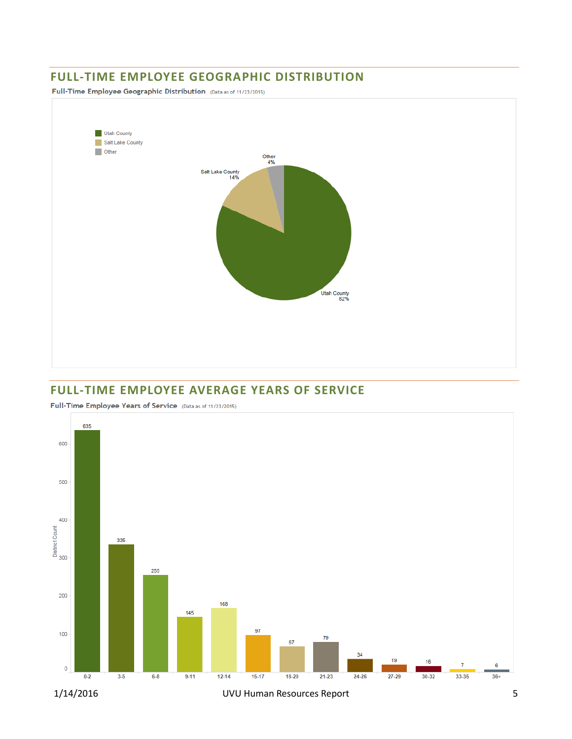## FULL-TIME EMPLOYEE GEOGRAPHIC DISTRIBUTION

Full-Time Employee Geographic Distribution (Data as of 11/23/2015)

| Location | Percentage |
|---|---|
| Utah County | 82% |
| Salt Lake County | 14% |
| Other | 4% |

## FULL-TIME EMPLOYEE AVERAGE YEARS OF SERVICE

Full-Time Employee Years of Service (Data as of 11/23/2015)

| Years of Service | Distinct Count |
|---|---|
| 0-2 | 635 |
| 3-5 | 335 |
| 6-8 | 255 |
| 9-11 | 145 |
| 12-14 | 168 |
| 15-17 | 97 |
| 18-20 | 67 |
| 21-23 | 79 |
| 24-26 | 34 |
| 27-29 | 19 |
| 30-32 | 16 |
| 33-35 | 7 |
| 36+ | 6 |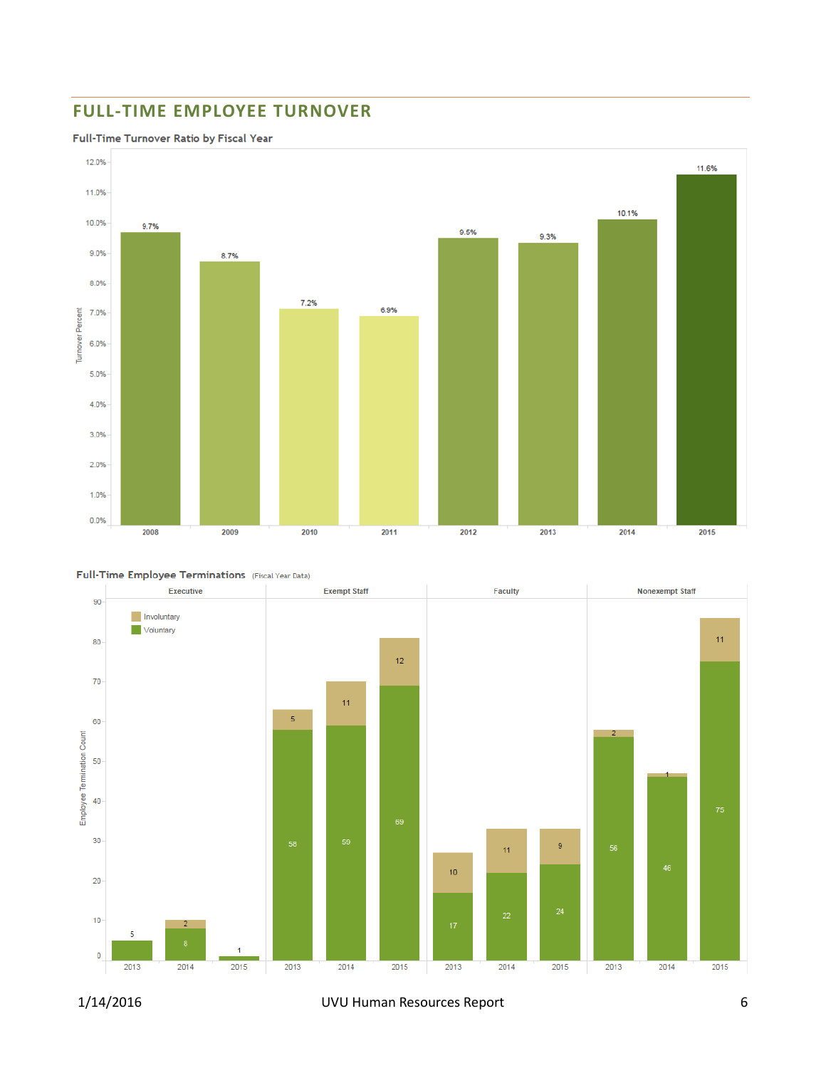## FULL-TIME EMPLOYEE TURNOVER

### Full-Time Turnover Ratio by Fiscal Year

| Fiscal Year | Turnover Percent |
|---|---|
| 2008 | 9.7% |
| 2009 | 8.7% |
| 2010 | 7.2% |
| 2011 | 6.9% |
| 2012 | 9.5% |
| 2013 | 9.3% |
| 2014 | 10.1% |
| 2015 | 11.6% |

### Full-Time Employee Terminations (Fiscal Year Data)

| Group | Year | Voluntary | Involuntary |
|---|---|---|---|
| Executive | 2013 | 5 | |
| Executive | 2014 | 8 | 2 |
| Executive | 2015 | 1 | |
| Exempt Staff | 2013 | 58 | 5 |
| Exempt Staff | 2014 | 59 | 11 |
| Exempt Staff | 2015 | 69 | 12 |
| Faculty | 2013 | 17 | 10 |
| Faculty | 2014 | 22 | 11 |
| Faculty | 2015 | 24 | 9 |
| Nonexempt Staff | 2013 | 56 | 2 |
| Nonexempt Staff | 2014 | 46 | 1 |
| Nonexempt Staff | 2015 | 75 | 11 |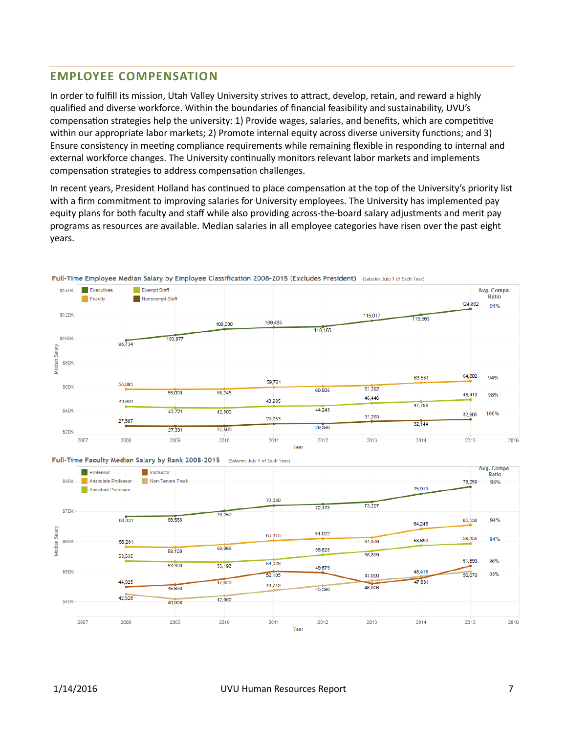## EMPLOYEE COMPENSATION

In order to fulfill its mission, Utah Valley University strives to attract, develop, retain, and reward a highly qualified and diverse workforce. Within the boundaries of financial feasibility and sustainability, UVU's compensation strategies help the university: 1) Provide wages, salaries, and benefits, which are competitive within our appropriate labor markets; 2) Promote internal equity across diverse university functions; and 3) Ensure consistency in meeting compliance requirements while remaining flexible in responding to internal and external workforce changes. The University continually monitors relevant labor markets and implements compensation strategies to address compensation challenges.

In recent years, President Holland has continued to place compensation at the top of the University's priority list with a firm commitment to improving salaries for University employees. The University has implemented pay equity plans for both faculty and staff while also providing across-the-board salary adjustments and merit pay programs as resources are available. Median salaries in all employee categories have risen over the past eight years.

**Full-Time Employee Median Salary by Employee Classification 2008-2015 (Excludes President)** (Salaries July 1 of Each Year)

Executives
Faculty
Exempt Staff
Nonexempt Staff

Avg. Compa-Ratio

98,734
103,077
108,000
109,485
110,165
115,017
119,963
124,862
91%

58,095
58,000
58,245
59,721
60,505
61,292
63,531
64,802
94%

43,601
42,721
42,500
43,985
44,243
46,446
47,798
49,418
98%

27,507
27,331
27,500
29,253
29,390
31,265
32,144
32,905
100%

Median Salary
$140K
$120K
$100K
$80K
$60K
$40K
$20K

Year
2007
2008
2009
2010
2011
2012
2013
2014
2015
2016

**Full-Time Faculty Median Salary by Rank 2008-2015** (Salaries July 1 of Each Year)

Professor
Associate Professor
Assistant Professor
Instructor
Non-Tenure Track

Avg. Compa-Ratio

68,331
68,536
70,252
72,030
72,473
73,207
75,919
78,259
96%

58,261
58,100
59,066
60,375
61,022
61,379
64,245
65,530
94%

53,535
53,300
53,193
54,028
55,625
56,899
58,693
59,356
94%

44,925
45,690
47,620
50,105
49,679
46,006
48,419
51,893
96%

42,528
40,906
42,000
43,743
45,390
47,000
47,631
50,070
85%

Median Salary
$80K
$70K
$60K
$50K
$40K

Year
2007
2008
2009
2010
2011
2012
2013
2014
2015
2016